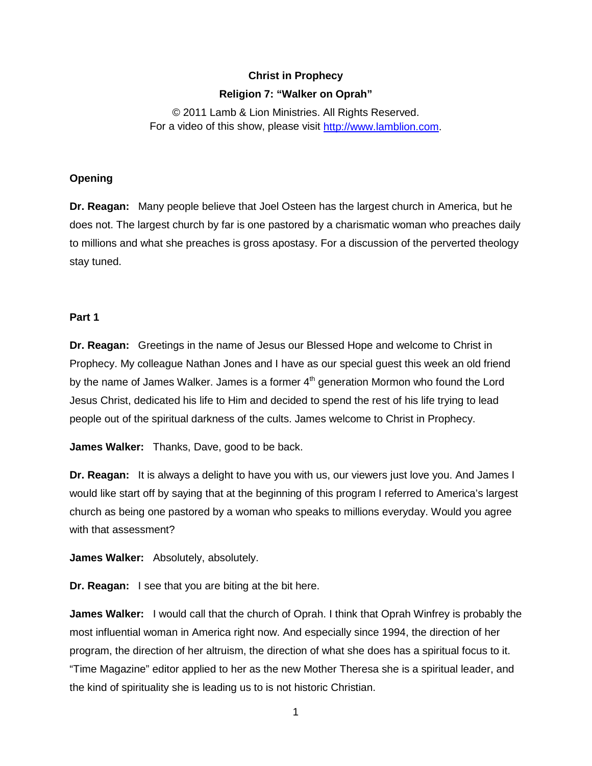**Christ in Prophecy**

**Religion 7: "Walker on Oprah"**

© 2011 Lamb & Lion Ministries. All Rights Reserved.
For a video of this show, please visit http://www.lamblion.com.

## Opening

**Dr. Reagan:** Many people believe that Joel Osteen has the largest church in America, but he does not. The largest church by far is one pastored by a charismatic woman who preaches daily to millions and what she preaches is gross apostasy. For a discussion of the perverted theology stay tuned.

## Part 1

**Dr. Reagan:** Greetings in the name of Jesus our Blessed Hope and welcome to Christ in Prophecy. My colleague Nathan Jones and I have as our special guest this week an old friend by the name of James Walker. James is a former 4th generation Mormon who found the Lord Jesus Christ, dedicated his life to Him and decided to spend the rest of his life trying to lead people out of the spiritual darkness of the cults. James welcome to Christ in Prophecy.

**James Walker:** Thanks, Dave, good to be back.

**Dr. Reagan:** It is always a delight to have you with us, our viewers just love you. And James I would like start off by saying that at the beginning of this program I referred to America's largest church as being one pastored by a woman who speaks to millions everyday. Would you agree with that assessment?

**James Walker:** Absolutely, absolutely.

**Dr. Reagan:** I see that you are biting at the bit here.

**James Walker:** I would call that the church of Oprah. I think that Oprah Winfrey is probably the most influential woman in America right now. And especially since 1994, the direction of her program, the direction of her altruism, the direction of what she does has a spiritual focus to it. "Time Magazine" editor applied to her as the new Mother Theresa she is a spiritual leader, and the kind of spirituality she is leading us to is not historic Christian.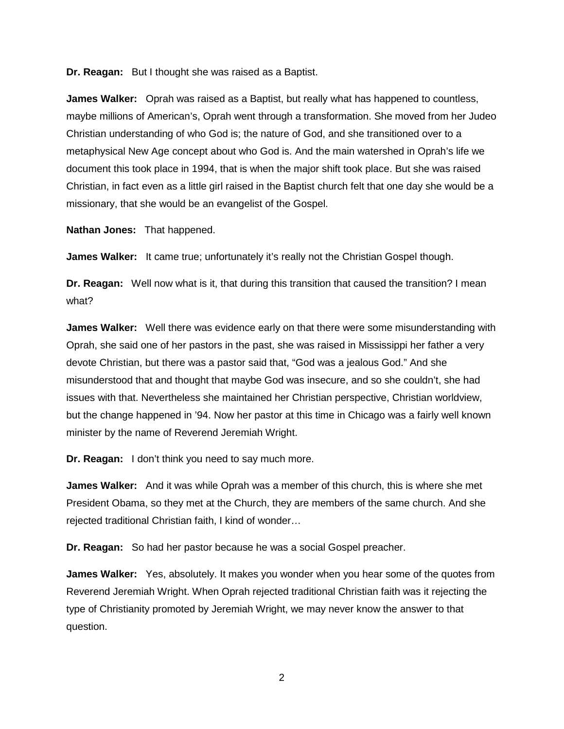**Dr. Reagan:** But I thought she was raised as a Baptist.

**James Walker:** Oprah was raised as a Baptist, but really what has happened to countless, maybe millions of American's, Oprah went through a transformation. She moved from her Judeo Christian understanding of who God is; the nature of God, and she transitioned over to a metaphysical New Age concept about who God is. And the main watershed in Oprah's life we document this took place in 1994, that is when the major shift took place. But she was raised Christian, in fact even as a little girl raised in the Baptist church felt that one day she would be a missionary, that she would be an evangelist of the Gospel.

**Nathan Jones:** That happened.

**James Walker:** It came true; unfortunately it's really not the Christian Gospel though.

**Dr. Reagan:** Well now what is it, that during this transition that caused the transition? I mean what?

**James Walker:** Well there was evidence early on that there were some misunderstanding with Oprah, she said one of her pastors in the past, she was raised in Mississippi her father a very devote Christian, but there was a pastor said that, "God was a jealous God." And she misunderstood that and thought that maybe God was insecure, and so she couldn't, she had issues with that. Nevertheless she maintained her Christian perspective, Christian worldview, but the change happened in '94. Now her pastor at this time in Chicago was a fairly well known minister by the name of Reverend Jeremiah Wright.

**Dr. Reagan:** I don't think you need to say much more.

**James Walker:** And it was while Oprah was a member of this church, this is where she met President Obama, so they met at the Church, they are members of the same church. And she rejected traditional Christian faith, I kind of wonder…

**Dr. Reagan:** So had her pastor because he was a social Gospel preacher.

**James Walker:** Yes, absolutely. It makes you wonder when you hear some of the quotes from Reverend Jeremiah Wright. When Oprah rejected traditional Christian faith was it rejecting the type of Christianity promoted by Jeremiah Wright, we may never know the answer to that question.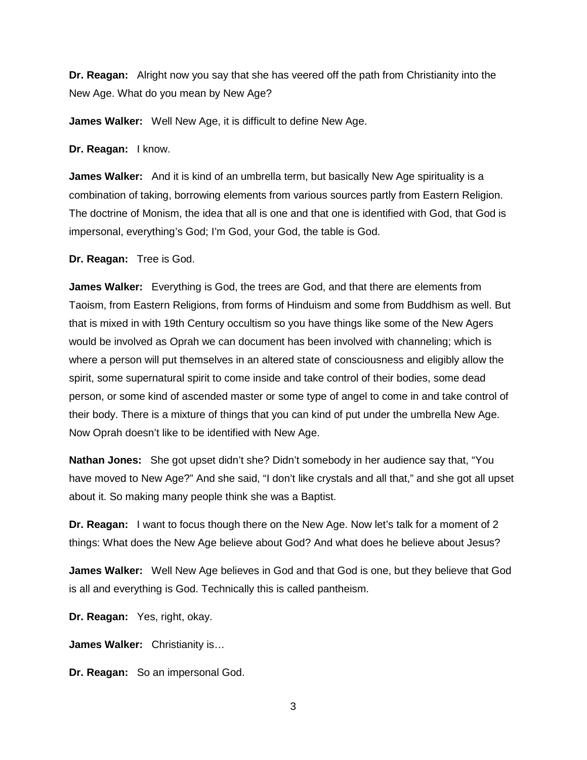**Dr. Reagan:** Alright now you say that she has veered off the path from Christianity into the New Age. What do you mean by New Age?

**James Walker:** Well New Age, it is difficult to define New Age.

**Dr. Reagan:** I know.

**James Walker:** And it is kind of an umbrella term, but basically New Age spirituality is a combination of taking, borrowing elements from various sources partly from Eastern Religion. The doctrine of Monism, the idea that all is one and that one is identified with God, that God is impersonal, everything's God; I'm God, your God, the table is God.

**Dr. Reagan:** Tree is God.

**James Walker:** Everything is God, the trees are God, and that there are elements from Taoism, from Eastern Religions, from forms of Hinduism and some from Buddhism as well. But that is mixed in with 19th Century occultism so you have things like some of the New Agers would be involved as Oprah we can document has been involved with channeling; which is where a person will put themselves in an altered state of consciousness and eligibly allow the spirit, some supernatural spirit to come inside and take control of their bodies, some dead person, or some kind of ascended master or some type of angel to come in and take control of their body. There is a mixture of things that you can kind of put under the umbrella New Age. Now Oprah doesn't like to be identified with New Age.

**Nathan Jones:** She got upset didn't she? Didn't somebody in her audience say that, "You have moved to New Age?" And she said, "I don't like crystals and all that," and she got all upset about it. So making many people think she was a Baptist.

**Dr. Reagan:** I want to focus though there on the New Age. Now let's talk for a moment of 2 things: What does the New Age believe about God? And what does he believe about Jesus?

**James Walker:** Well New Age believes in God and that God is one, but they believe that God is all and everything is God. Technically this is called pantheism.

**Dr. Reagan:** Yes, right, okay.

**James Walker:** Christianity is…

**Dr. Reagan:** So an impersonal God.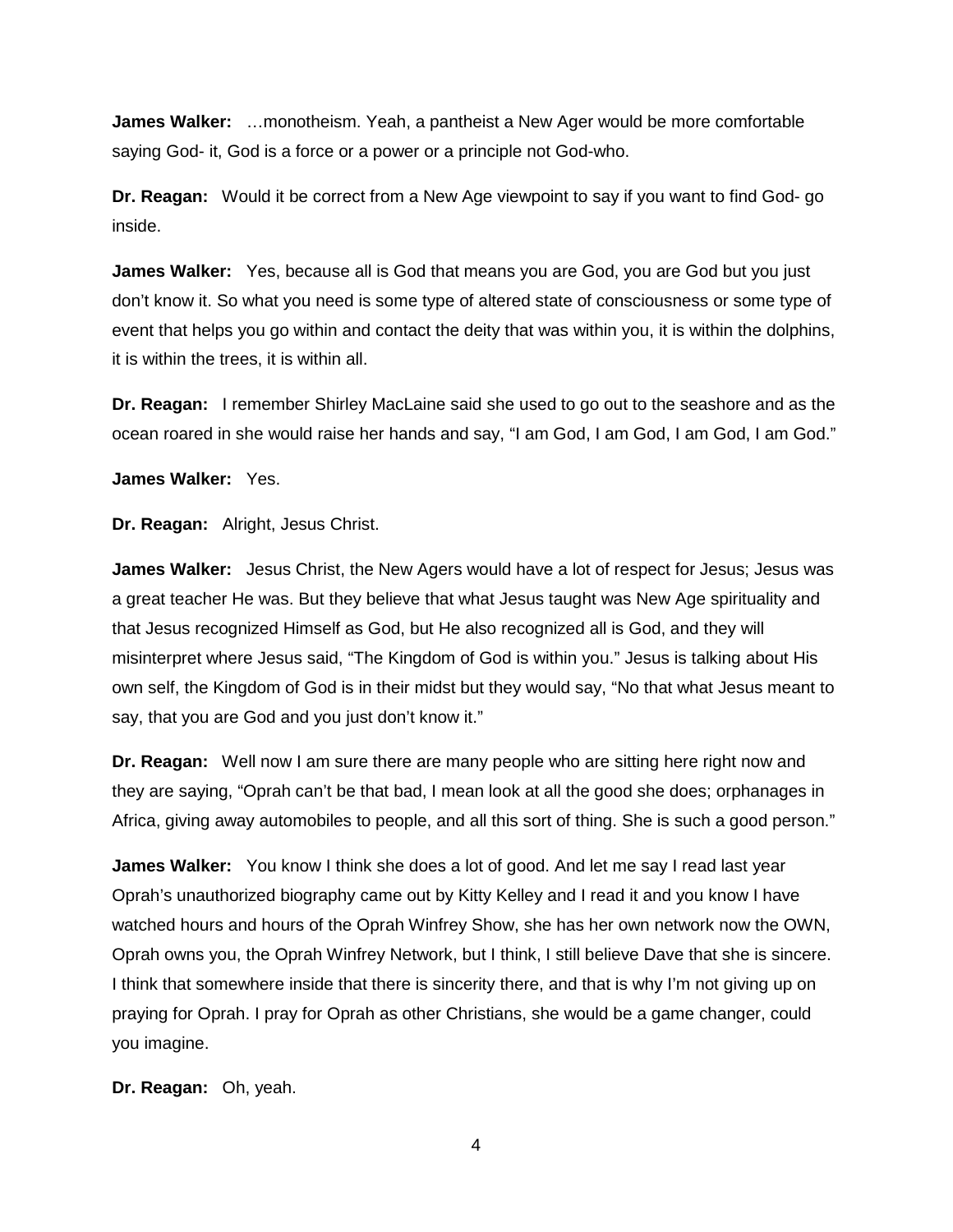**James Walker:** …monotheism. Yeah, a pantheist a New Ager would be more comfortable saying God- it, God is a force or a power or a principle not God-who.

**Dr. Reagan:** Would it be correct from a New Age viewpoint to say if you want to find God- go inside.

**James Walker:** Yes, because all is God that means you are God, you are God but you just don't know it. So what you need is some type of altered state of consciousness or some type of event that helps you go within and contact the deity that was within you, it is within the dolphins, it is within the trees, it is within all.

**Dr. Reagan:** I remember Shirley MacLaine said she used to go out to the seashore and as the ocean roared in she would raise her hands and say, "I am God, I am God, I am God, I am God."

**James Walker:** Yes.

**Dr. Reagan:** Alright, Jesus Christ.

**James Walker:** Jesus Christ, the New Agers would have a lot of respect for Jesus; Jesus was a great teacher He was. But they believe that what Jesus taught was New Age spirituality and that Jesus recognized Himself as God, but He also recognized all is God, and they will misinterpret where Jesus said, "The Kingdom of God is within you." Jesus is talking about His own self, the Kingdom of God is in their midst but they would say, "No that what Jesus meant to say, that you are God and you just don't know it."

**Dr. Reagan:** Well now I am sure there are many people who are sitting here right now and they are saying, "Oprah can't be that bad, I mean look at all the good she does; orphanages in Africa, giving away automobiles to people, and all this sort of thing. She is such a good person."

**James Walker:** You know I think she does a lot of good. And let me say I read last year Oprah's unauthorized biography came out by Kitty Kelley and I read it and you know I have watched hours and hours of the Oprah Winfrey Show, she has her own network now the OWN, Oprah owns you, the Oprah Winfrey Network, but I think, I still believe Dave that she is sincere. I think that somewhere inside that there is sincerity there, and that is why I'm not giving up on praying for Oprah. I pray for Oprah as other Christians, she would be a game changer, could you imagine.

**Dr. Reagan:** Oh, yeah.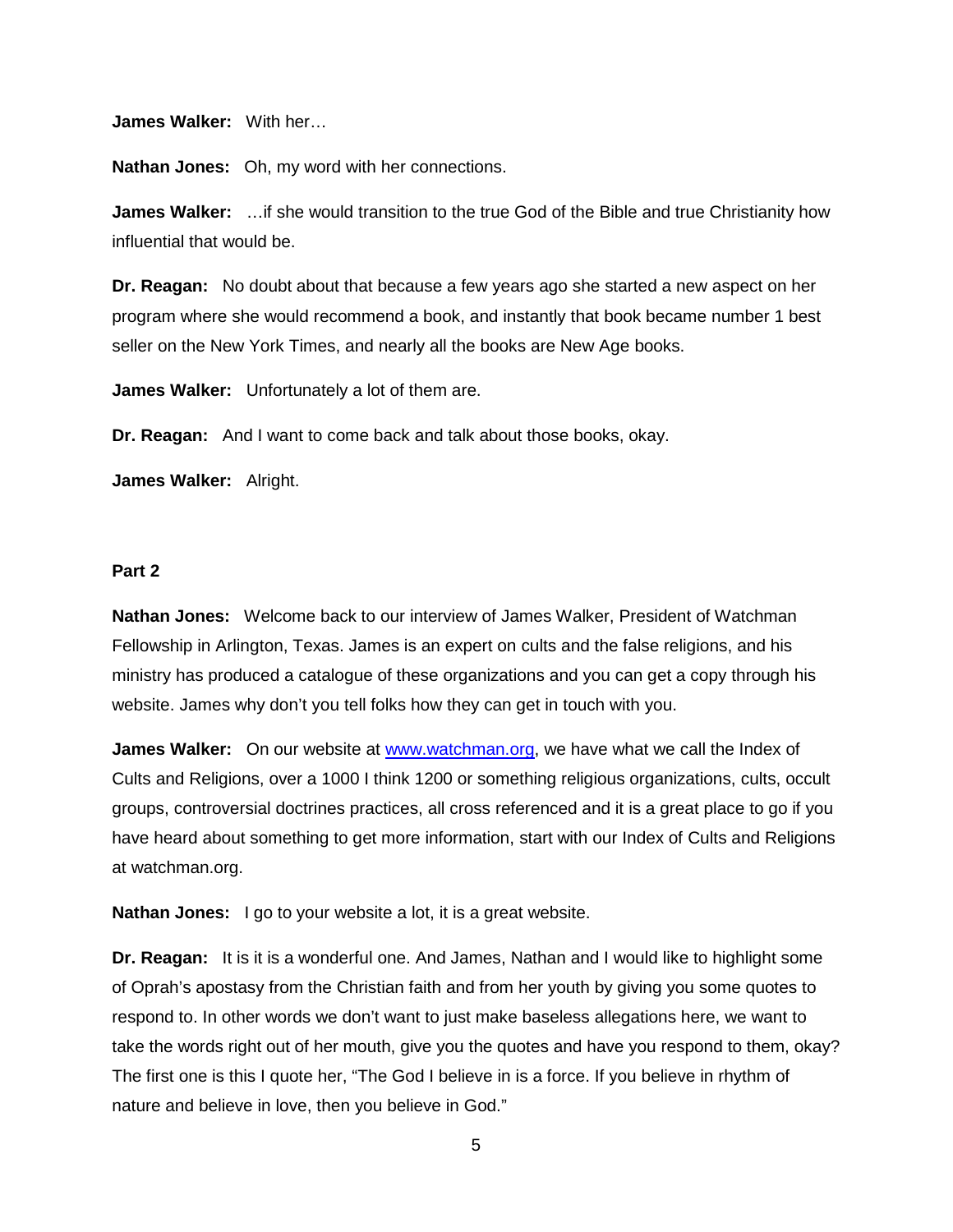**James Walker:** With her…

**Nathan Jones:** Oh, my word with her connections.

**James Walker:** …if she would transition to the true God of the Bible and true Christianity how influential that would be.

**Dr. Reagan:** No doubt about that because a few years ago she started a new aspect on her program where she would recommend a book, and instantly that book became number 1 best seller on the New York Times, and nearly all the books are New Age books.

**James Walker:** Unfortunately a lot of them are.

**Dr. Reagan:** And I want to come back and talk about those books, okay.

**James Walker:** Alright.

**Part 2**

**Nathan Jones:** Welcome back to our interview of James Walker, President of Watchman Fellowship in Arlington, Texas. James is an expert on cults and the false religions, and his ministry has produced a catalogue of these organizations and you can get a copy through his website. James why don't you tell folks how they can get in touch with you.

**James Walker:** On our website at [www.watchman.org](www.watchman.org), we have what we call the Index of Cults and Religions, over a 1000 I think 1200 or something religious organizations, cults, occult groups, controversial doctrines practices, all cross referenced and it is a great place to go if you have heard about something to get more information, start with our Index of Cults and Religions at watchman.org.

**Nathan Jones:** I go to your website a lot, it is a great website.

**Dr. Reagan:** It is it is a wonderful one. And James, Nathan and I would like to highlight some of Oprah's apostasy from the Christian faith and from her youth by giving you some quotes to respond to. In other words we don't want to just make baseless allegations here, we want to take the words right out of her mouth, give you the quotes and have you respond to them, okay? The first one is this I quote her, "The God I believe in is a force. If you believe in rhythm of nature and believe in love, then you believe in God."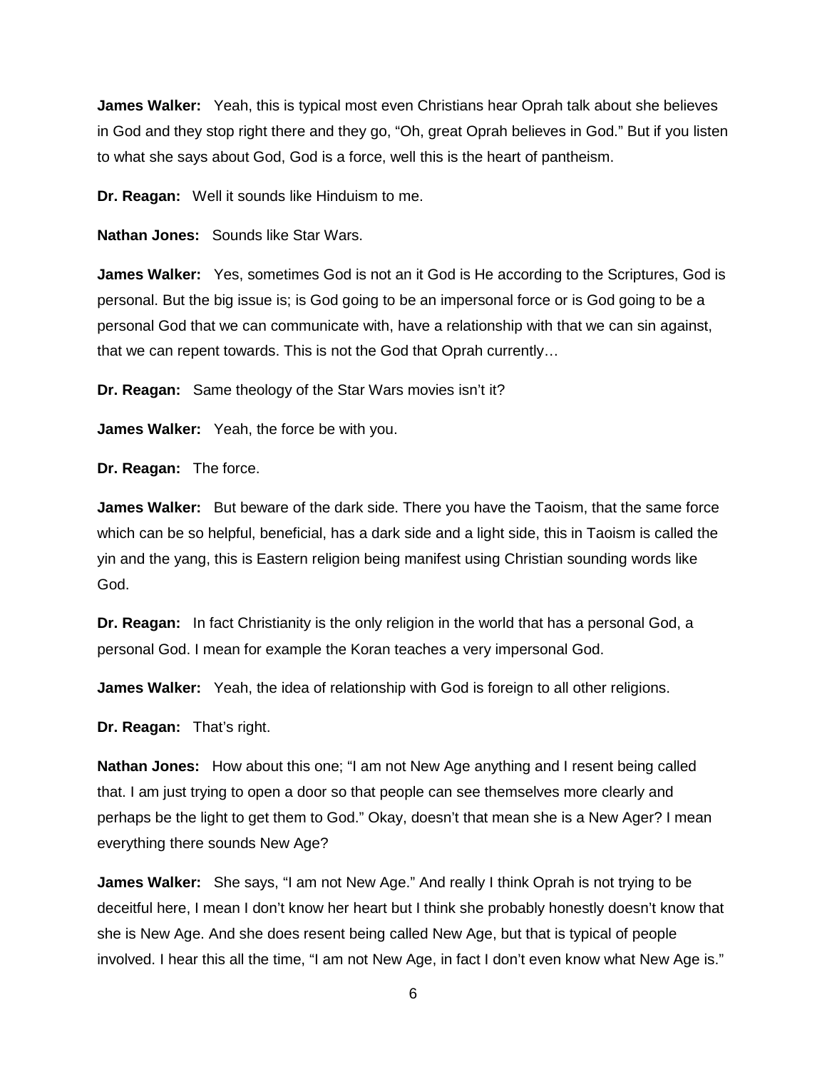**James Walker:** Yeah, this is typical most even Christians hear Oprah talk about she believes in God and they stop right there and they go, "Oh, great Oprah believes in God." But if you listen to what she says about God, God is a force, well this is the heart of pantheism.

**Dr. Reagan:** Well it sounds like Hinduism to me.

**Nathan Jones:** Sounds like Star Wars.

**James Walker:** Yes, sometimes God is not an it God is He according to the Scriptures, God is personal. But the big issue is; is God going to be an impersonal force or is God going to be a personal God that we can communicate with, have a relationship with that we can sin against, that we can repent towards. This is not the God that Oprah currently…

**Dr. Reagan:** Same theology of the Star Wars movies isn't it?

**James Walker:** Yeah, the force be with you.

**Dr. Reagan:** The force.

**James Walker:** But beware of the dark side. There you have the Taoism, that the same force which can be so helpful, beneficial, has a dark side and a light side, this in Taoism is called the yin and the yang, this is Eastern religion being manifest using Christian sounding words like God.

**Dr. Reagan:** In fact Christianity is the only religion in the world that has a personal God, a personal God. I mean for example the Koran teaches a very impersonal God.

**James Walker:** Yeah, the idea of relationship with God is foreign to all other religions.

**Dr. Reagan:** That's right.

**Nathan Jones:** How about this one; "I am not New Age anything and I resent being called that. I am just trying to open a door so that people can see themselves more clearly and perhaps be the light to get them to God." Okay, doesn't that mean she is a New Ager? I mean everything there sounds New Age?

**James Walker:** She says, "I am not New Age." And really I think Oprah is not trying to be deceitful here, I mean I don't know her heart but I think she probably honestly doesn't know that she is New Age. And she does resent being called New Age, but that is typical of people involved. I hear this all the time, "I am not New Age, in fact I don't even know what New Age is."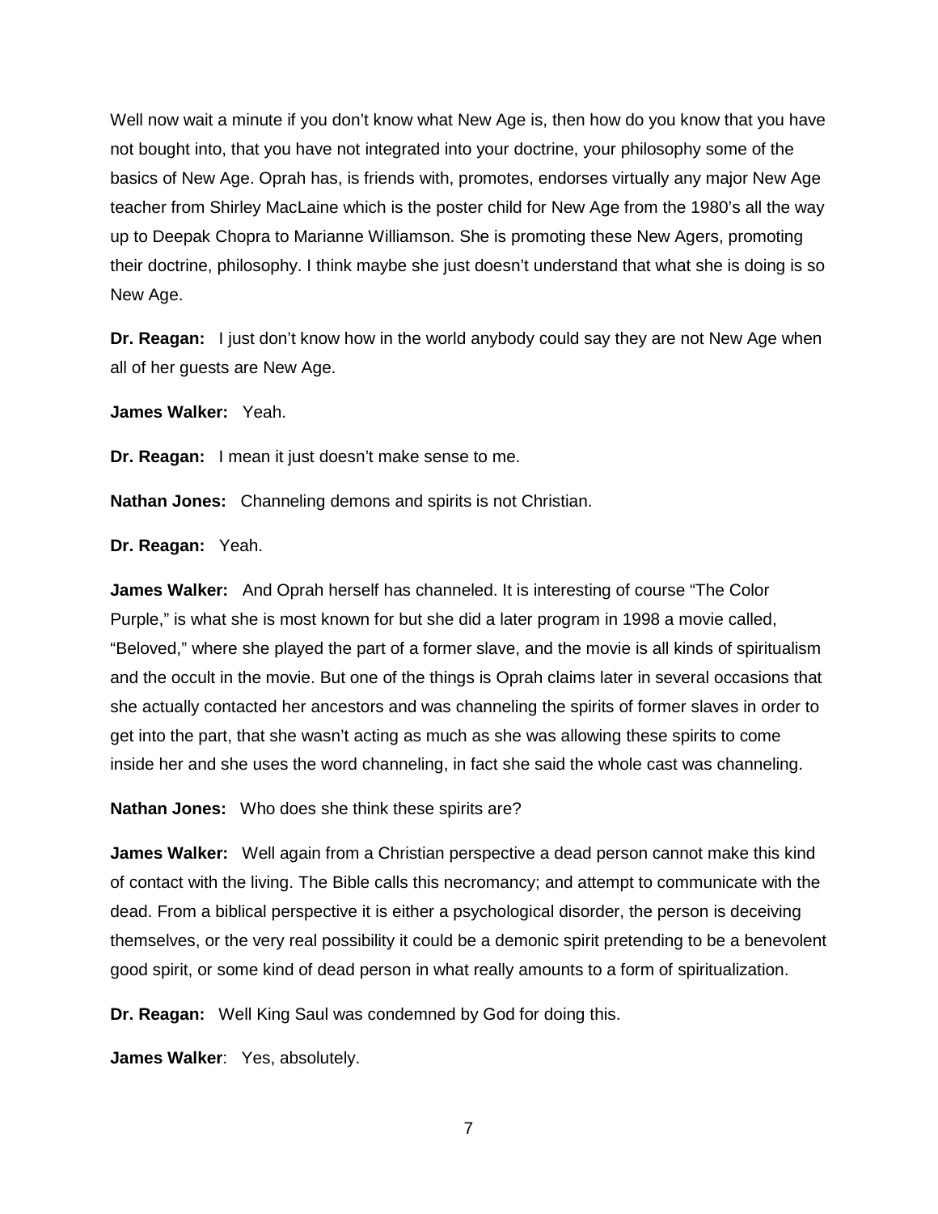Well now wait a minute if you don't know what New Age is, then how do you know that you have not bought into, that you have not integrated into your doctrine, your philosophy some of the basics of New Age. Oprah has, is friends with, promotes, endorses virtually any major New Age teacher from Shirley MacLaine which is the poster child for New Age from the 1980's all the way up to Deepak Chopra to Marianne Williamson. She is promoting these New Agers, promoting their doctrine, philosophy. I think maybe she just doesn't understand that what she is doing is so New Age.

**Dr. Reagan:** I just don't know how in the world anybody could say they are not New Age when all of her guests are New Age.

**James Walker:** Yeah.

**Dr. Reagan:** I mean it just doesn't make sense to me.

**Nathan Jones:** Channeling demons and spirits is not Christian.

**Dr. Reagan:** Yeah.

**James Walker:** And Oprah herself has channeled. It is interesting of course "The Color Purple," is what she is most known for but she did a later program in 1998 a movie called, "Beloved," where she played the part of a former slave, and the movie is all kinds of spiritualism and the occult in the movie. But one of the things is Oprah claims later in several occasions that she actually contacted her ancestors and was channeling the spirits of former slaves in order to get into the part, that she wasn't acting as much as she was allowing these spirits to come inside her and she uses the word channeling, in fact she said the whole cast was channeling.

**Nathan Jones:** Who does she think these spirits are?

**James Walker:** Well again from a Christian perspective a dead person cannot make this kind of contact with the living. The Bible calls this necromancy; and attempt to communicate with the dead. From a biblical perspective it is either a psychological disorder, the person is deceiving themselves, or the very real possibility it could be a demonic spirit pretending to be a benevolent good spirit, or some kind of dead person in what really amounts to a form of spiritualization.

**Dr. Reagan:** Well King Saul was condemned by God for doing this.

**James Walker**: Yes, absolutely.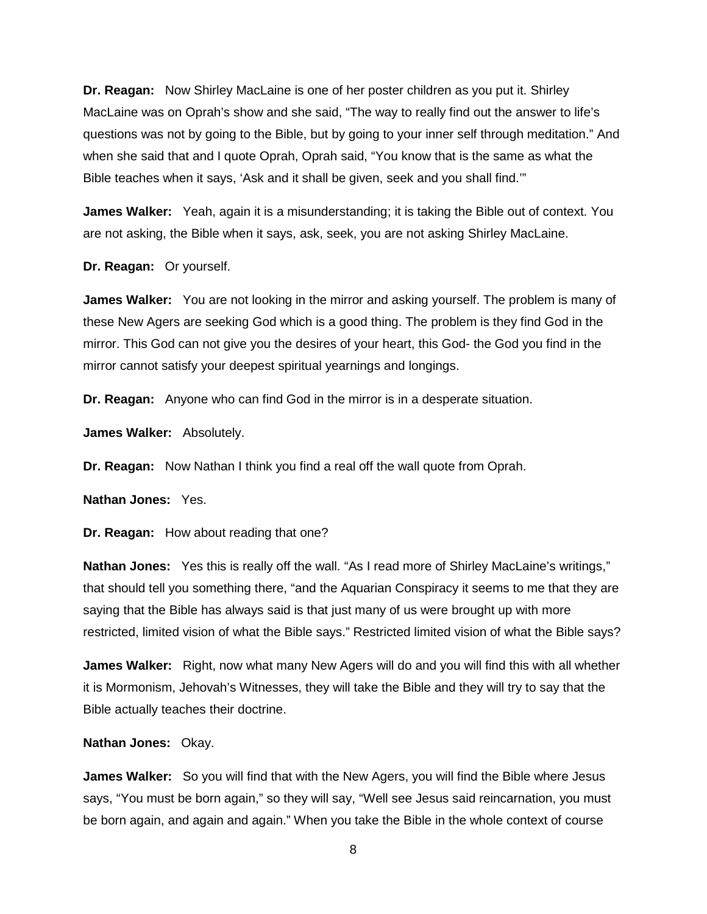**Dr. Reagan:** Now Shirley MacLaine is one of her poster children as you put it. Shirley MacLaine was on Oprah's show and she said, "The way to really find out the answer to life's questions was not by going to the Bible, but by going to your inner self through meditation." And when she said that and I quote Oprah, Oprah said, "You know that is the same as what the Bible teaches when it says, 'Ask and it shall be given, seek and you shall find.'"

**James Walker:** Yeah, again it is a misunderstanding; it is taking the Bible out of context. You are not asking, the Bible when it says, ask, seek, you are not asking Shirley MacLaine.

**Dr. Reagan:** Or yourself.

**James Walker:** You are not looking in the mirror and asking yourself. The problem is many of these New Agers are seeking God which is a good thing. The problem is they find God in the mirror. This God can not give you the desires of your heart, this God- the God you find in the mirror cannot satisfy your deepest spiritual yearnings and longings.

**Dr. Reagan:** Anyone who can find God in the mirror is in a desperate situation.

**James Walker:** Absolutely.

**Dr. Reagan:** Now Nathan I think you find a real off the wall quote from Oprah.

**Nathan Jones:** Yes.

**Dr. Reagan:** How about reading that one?

**Nathan Jones:** Yes this is really off the wall. "As I read more of Shirley MacLaine's writings," that should tell you something there, "and the Aquarian Conspiracy it seems to me that they are saying that the Bible has always said is that just many of us were brought up with more restricted, limited vision of what the Bible says." Restricted limited vision of what the Bible says?

**James Walker:** Right, now what many New Agers will do and you will find this with all whether it is Mormonism, Jehovah's Witnesses, they will take the Bible and they will try to say that the Bible actually teaches their doctrine.

**Nathan Jones:** Okay.

**James Walker:** So you will find that with the New Agers, you will find the Bible where Jesus says, "You must be born again," so they will say, "Well see Jesus said reincarnation, you must be born again, and again and again." When you take the Bible in the whole context of course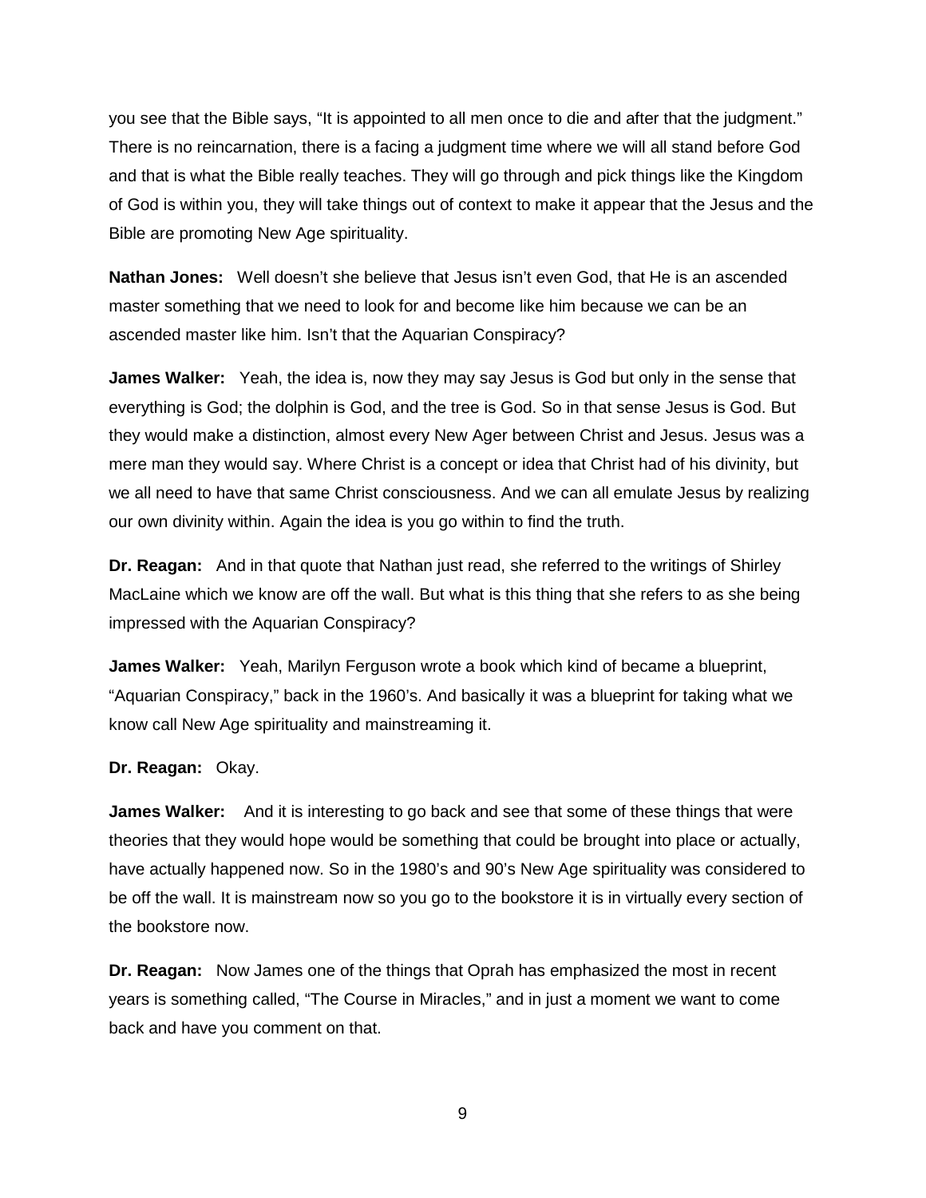you see that the Bible says, "It is appointed to all men once to die and after that the judgment." There is no reincarnation, there is a facing a judgment time where we will all stand before God and that is what the Bible really teaches. They will go through and pick things like the Kingdom of God is within you, they will take things out of context to make it appear that the Jesus and the Bible are promoting New Age spirituality.

**Nathan Jones:** Well doesn't she believe that Jesus isn't even God, that He is an ascended master something that we need to look for and become like him because we can be an ascended master like him. Isn't that the Aquarian Conspiracy?

**James Walker:** Yeah, the idea is, now they may say Jesus is God but only in the sense that everything is God; the dolphin is God, and the tree is God. So in that sense Jesus is God. But they would make a distinction, almost every New Ager between Christ and Jesus. Jesus was a mere man they would say. Where Christ is a concept or idea that Christ had of his divinity, but we all need to have that same Christ consciousness. And we can all emulate Jesus by realizing our own divinity within. Again the idea is you go within to find the truth.

**Dr. Reagan:** And in that quote that Nathan just read, she referred to the writings of Shirley MacLaine which we know are off the wall. But what is this thing that she refers to as she being impressed with the Aquarian Conspiracy?

**James Walker:** Yeah, Marilyn Ferguson wrote a book which kind of became a blueprint, "Aquarian Conspiracy," back in the 1960's. And basically it was a blueprint for taking what we know call New Age spirituality and mainstreaming it.

**Dr. Reagan:** Okay.

**James Walker:** And it is interesting to go back and see that some of these things that were theories that they would hope would be something that could be brought into place or actually, have actually happened now. So in the 1980's and 90's New Age spirituality was considered to be off the wall. It is mainstream now so you go to the bookstore it is in virtually every section of the bookstore now.

**Dr. Reagan:** Now James one of the things that Oprah has emphasized the most in recent years is something called, "The Course in Miracles," and in just a moment we want to come back and have you comment on that.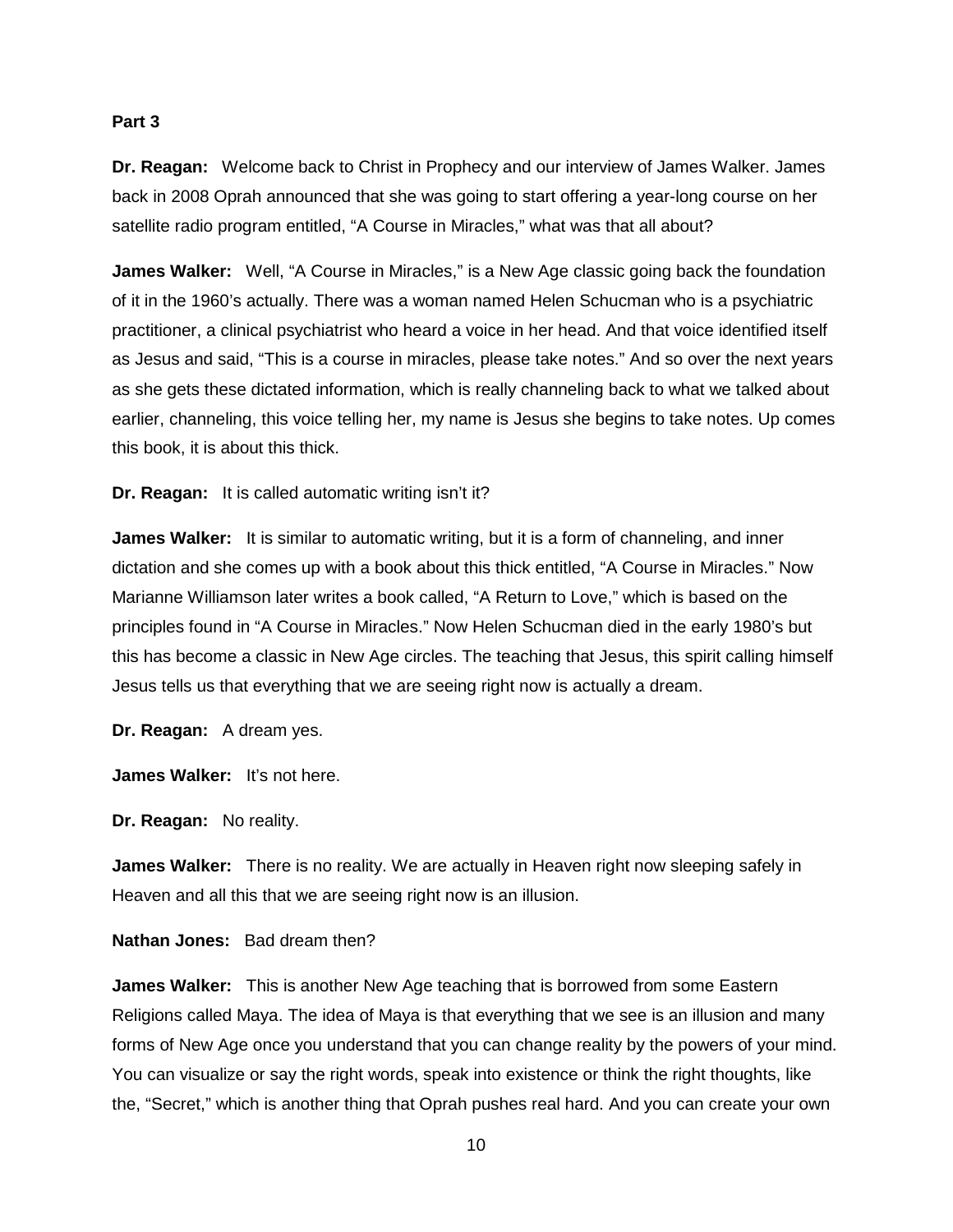**Part 3**

**Dr. Reagan:** Welcome back to Christ in Prophecy and our interview of James Walker. James back in 2008 Oprah announced that she was going to start offering a year-long course on her satellite radio program entitled, "A Course in Miracles," what was that all about?

**James Walker:** Well, "A Course in Miracles," is a New Age classic going back the foundation of it in the 1960's actually. There was a woman named Helen Schucman who is a psychiatric practitioner, a clinical psychiatrist who heard a voice in her head. And that voice identified itself as Jesus and said, "This is a course in miracles, please take notes." And so over the next years as she gets these dictated information, which is really channeling back to what we talked about earlier, channeling, this voice telling her, my name is Jesus she begins to take notes. Up comes this book, it is about this thick.

**Dr. Reagan:** It is called automatic writing isn't it?

**James Walker:** It is similar to automatic writing, but it is a form of channeling, and inner dictation and she comes up with a book about this thick entitled, "A Course in Miracles." Now Marianne Williamson later writes a book called, "A Return to Love," which is based on the principles found in "A Course in Miracles." Now Helen Schucman died in the early 1980's but this has become a classic in New Age circles. The teaching that Jesus, this spirit calling himself Jesus tells us that everything that we are seeing right now is actually a dream.

**Dr. Reagan:** A dream yes.

**James Walker:** It's not here.

**Dr. Reagan:** No reality.

**James Walker:** There is no reality. We are actually in Heaven right now sleeping safely in Heaven and all this that we are seeing right now is an illusion.

**Nathan Jones:** Bad dream then?

**James Walker:** This is another New Age teaching that is borrowed from some Eastern Religions called Maya. The idea of Maya is that everything that we see is an illusion and many forms of New Age once you understand that you can change reality by the powers of your mind. You can visualize or say the right words, speak into existence or think the right thoughts, like the, "Secret," which is another thing that Oprah pushes real hard. And you can create your own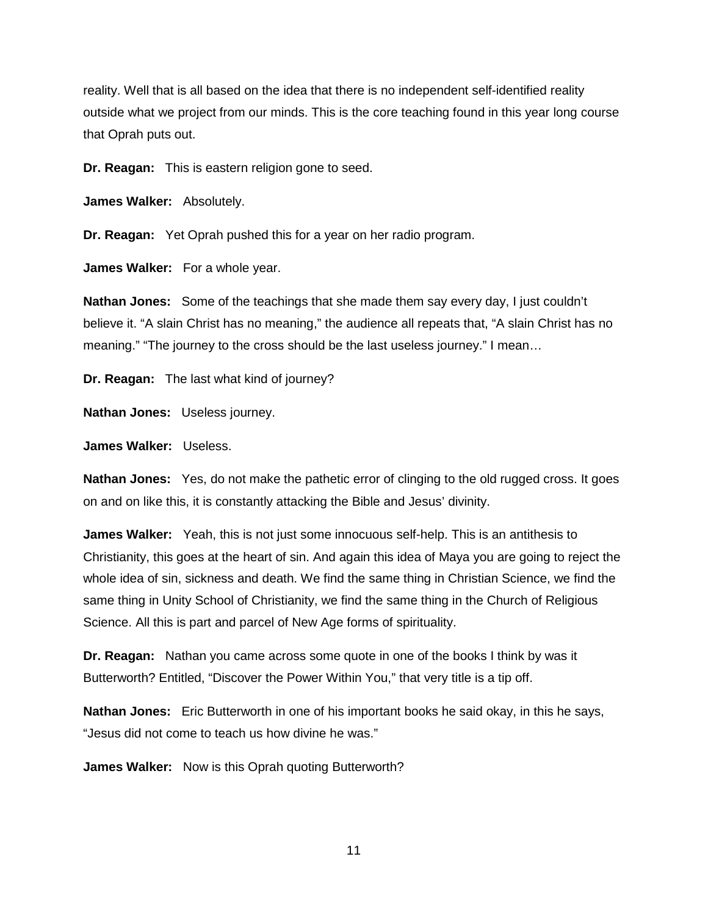reality. Well that is all based on the idea that there is no independent self-identified reality outside what we project from our minds. This is the core teaching found in this year long course that Oprah puts out.

**Dr. Reagan:** This is eastern religion gone to seed.

**James Walker:** Absolutely.

**Dr. Reagan:** Yet Oprah pushed this for a year on her radio program.

**James Walker:** For a whole year.

**Nathan Jones:** Some of the teachings that she made them say every day, I just couldn't believe it. "A slain Christ has no meaning," the audience all repeats that, "A slain Christ has no meaning." "The journey to the cross should be the last useless journey." I mean…

**Dr. Reagan:** The last what kind of journey?

**Nathan Jones:** Useless journey.

**James Walker:** Useless.

**Nathan Jones:** Yes, do not make the pathetic error of clinging to the old rugged cross. It goes on and on like this, it is constantly attacking the Bible and Jesus' divinity.

**James Walker:** Yeah, this is not just some innocuous self-help. This is an antithesis to Christianity, this goes at the heart of sin. And again this idea of Maya you are going to reject the whole idea of sin, sickness and death. We find the same thing in Christian Science, we find the same thing in Unity School of Christianity, we find the same thing in the Church of Religious Science. All this is part and parcel of New Age forms of spirituality.

**Dr. Reagan:** Nathan you came across some quote in one of the books I think by was it Butterworth? Entitled, "Discover the Power Within You," that very title is a tip off.

**Nathan Jones:** Eric Butterworth in one of his important books he said okay, in this he says, "Jesus did not come to teach us how divine he was."

**James Walker:** Now is this Oprah quoting Butterworth?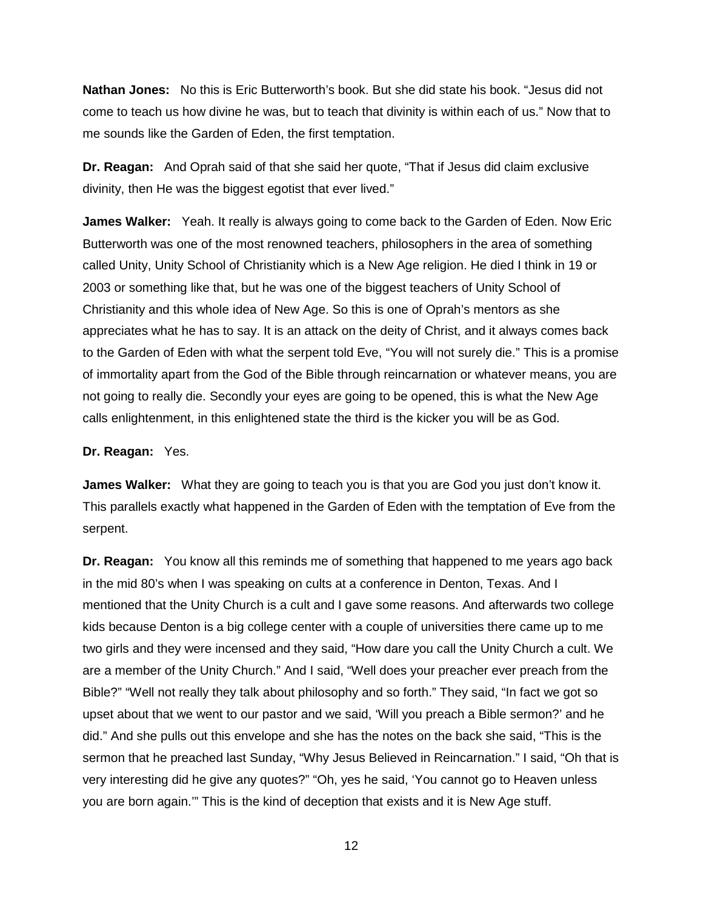**Nathan Jones:** No this is Eric Butterworth's book. But she did state his book. "Jesus did not come to teach us how divine he was, but to teach that divinity is within each of us." Now that to me sounds like the Garden of Eden, the first temptation.

**Dr. Reagan:** And Oprah said of that she said her quote, "That if Jesus did claim exclusive divinity, then He was the biggest egotist that ever lived."

**James Walker:** Yeah. It really is always going to come back to the Garden of Eden. Now Eric Butterworth was one of the most renowned teachers, philosophers in the area of something called Unity, Unity School of Christianity which is a New Age religion. He died I think in 19 or 2003 or something like that, but he was one of the biggest teachers of Unity School of Christianity and this whole idea of New Age. So this is one of Oprah's mentors as she appreciates what he has to say. It is an attack on the deity of Christ, and it always comes back to the Garden of Eden with what the serpent told Eve, "You will not surely die." This is a promise of immortality apart from the God of the Bible through reincarnation or whatever means, you are not going to really die. Secondly your eyes are going to be opened, this is what the New Age calls enlightenment, in this enlightened state the third is the kicker you will be as God.

**Dr. Reagan:** Yes.

**James Walker:** What they are going to teach you is that you are God you just don't know it. This parallels exactly what happened in the Garden of Eden with the temptation of Eve from the serpent.

**Dr. Reagan:** You know all this reminds me of something that happened to me years ago back in the mid 80's when I was speaking on cults at a conference in Denton, Texas. And I mentioned that the Unity Church is a cult and I gave some reasons. And afterwards two college kids because Denton is a big college center with a couple of universities there came up to me two girls and they were incensed and they said, "How dare you call the Unity Church a cult. We are a member of the Unity Church." And I said, "Well does your preacher ever preach from the Bible?" "Well not really they talk about philosophy and so forth." They said, "In fact we got so upset about that we went to our pastor and we said, 'Will you preach a Bible sermon?' and he did." And she pulls out this envelope and she has the notes on the back she said, "This is the sermon that he preached last Sunday, "Why Jesus Believed in Reincarnation." I said, "Oh that is very interesting did he give any quotes?" "Oh, yes he said, 'You cannot go to Heaven unless you are born again.'" This is the kind of deception that exists and it is New Age stuff.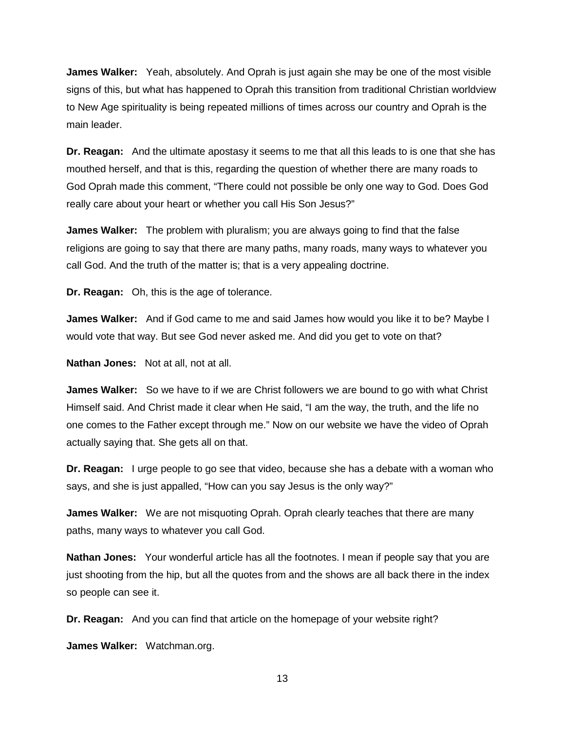**James Walker:** Yeah, absolutely. And Oprah is just again she may be one of the most visible signs of this, but what has happened to Oprah this transition from traditional Christian worldview to New Age spirituality is being repeated millions of times across our country and Oprah is the main leader.

**Dr. Reagan:** And the ultimate apostasy it seems to me that all this leads to is one that she has mouthed herself, and that is this, regarding the question of whether there are many roads to God Oprah made this comment, “There could not possible be only one way to God. Does God really care about your heart or whether you call His Son Jesus?”

**James Walker:** The problem with pluralism; you are always going to find that the false religions are going to say that there are many paths, many roads, many ways to whatever you call God. And the truth of the matter is; that is a very appealing doctrine.

**Dr. Reagan:** Oh, this is the age of tolerance.

**James Walker:** And if God came to me and said James how would you like it to be? Maybe I would vote that way. But see God never asked me. And did you get to vote on that?

**Nathan Jones:** Not at all, not at all.

**James Walker:** So we have to if we are Christ followers we are bound to go with what Christ Himself said. And Christ made it clear when He said, “I am the way, the truth, and the life no one comes to the Father except through me.” Now on our website we have the video of Oprah actually saying that. She gets all on that.

**Dr. Reagan:** I urge people to go see that video, because she has a debate with a woman who says, and she is just appalled, “How can you say Jesus is the only way?”

**James Walker:** We are not misquoting Oprah. Oprah clearly teaches that there are many paths, many ways to whatever you call God.

**Nathan Jones:** Your wonderful article has all the footnotes. I mean if people say that you are just shooting from the hip, but all the quotes from and the shows are all back there in the index so people can see it.

**Dr. Reagan:** And you can find that article on the homepage of your website right?

**James Walker:** Watchman.org.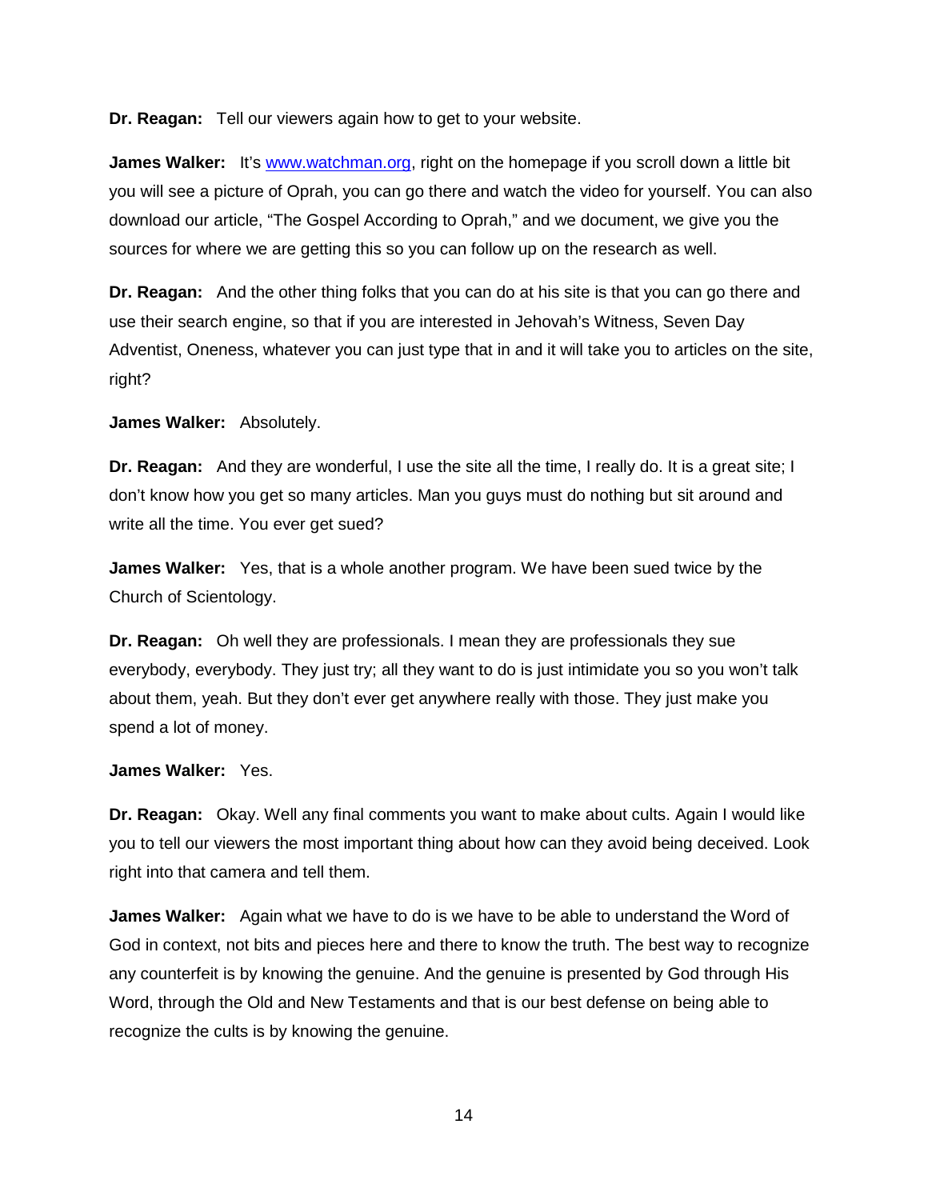**Dr. Reagan:** Tell our viewers again how to get to your website.

**James Walker:** It's [www.watchman.org](http://www.watchman.org), right on the homepage if you scroll down a little bit you will see a picture of Oprah, you can go there and watch the video for yourself. You can also download our article, "The Gospel According to Oprah," and we document, we give you the sources for where we are getting this so you can follow up on the research as well.

**Dr. Reagan:** And the other thing folks that you can do at his site is that you can go there and use their search engine, so that if you are interested in Jehovah's Witness, Seven Day Adventist, Oneness, whatever you can just type that in and it will take you to articles on the site, right?

**James Walker:** Absolutely.

**Dr. Reagan:** And they are wonderful, I use the site all the time, I really do. It is a great site; I don't know how you get so many articles. Man you guys must do nothing but sit around and write all the time. You ever get sued?

**James Walker:** Yes, that is a whole another program. We have been sued twice by the Church of Scientology.

**Dr. Reagan:** Oh well they are professionals. I mean they are professionals they sue everybody, everybody. They just try; all they want to do is just intimidate you so you won't talk about them, yeah. But they don't ever get anywhere really with those. They just make you spend a lot of money.

**James Walker:** Yes.

**Dr. Reagan:** Okay. Well any final comments you want to make about cults. Again I would like you to tell our viewers the most important thing about how can they avoid being deceived. Look right into that camera and tell them.

**James Walker:** Again what we have to do is we have to be able to understand the Word of God in context, not bits and pieces here and there to know the truth. The best way to recognize any counterfeit is by knowing the genuine. And the genuine is presented by God through His Word, through the Old and New Testaments and that is our best defense on being able to recognize the cults is by knowing the genuine.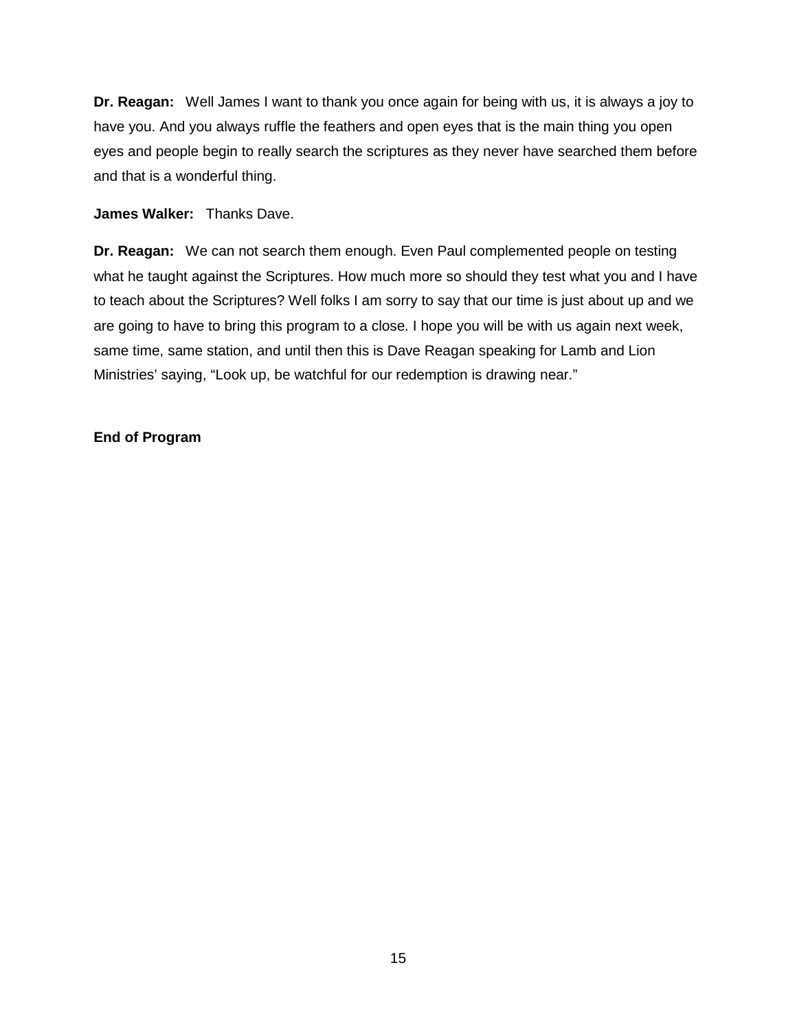**Dr. Reagan:** Well James I want to thank you once again for being with us, it is always a joy to have you. And you always ruffle the feathers and open eyes that is the main thing you open eyes and people begin to really search the scriptures as they never have searched them before and that is a wonderful thing.

**James Walker:** Thanks Dave.

**Dr. Reagan:** We can not search them enough. Even Paul complemented people on testing what he taught against the Scriptures. How much more so should they test what you and I have to teach about the Scriptures? Well folks I am sorry to say that our time is just about up and we are going to have to bring this program to a close. I hope you will be with us again next week, same time, same station, and until then this is Dave Reagan speaking for Lamb and Lion Ministries' saying, "Look up, be watchful for our redemption is drawing near."

**End of Program**